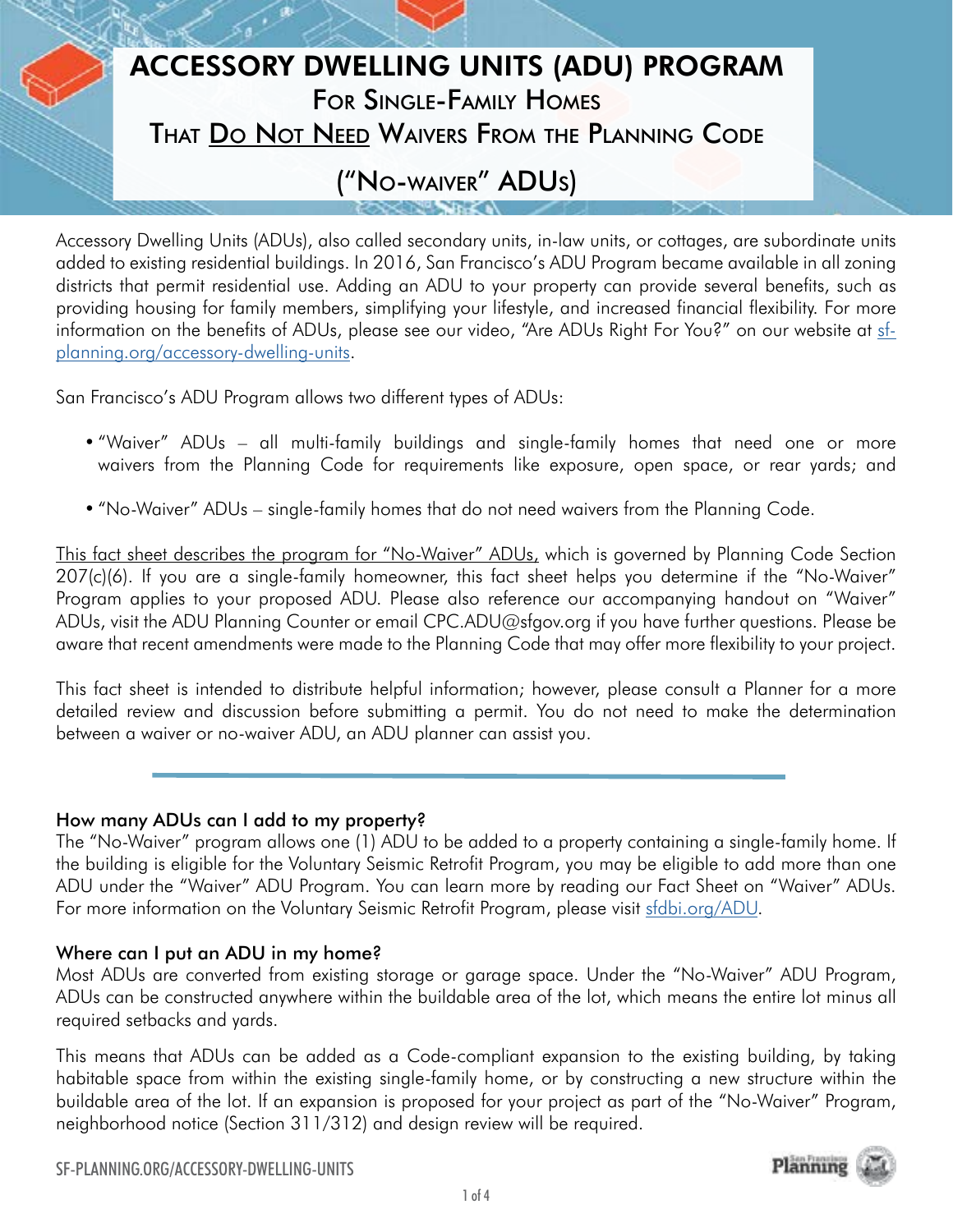# ACCESSORY DWELLING UNITS (ADU) PROGRAM

## For Single-Family Homes That Do Not Need Waivers From the Planning Code

## ("No-waiver" ADUs)

Accessory Dwelling Units (ADUs), also called secondary units, in-law units, or cottages, are subordinate units added to existing residential buildings. In 2016, San Francisco's ADU Program became available in all zoning districts that permit residential use. Adding an ADU to your property can provide several benefits, such as providing housing for family members, simplifying your lifestyle, and increased financial flexibility. For more information on the benefits of ADUs, please see our video, "Are ADUs Right For You?" on our website at sf-planning.org/accessory-dwelling-units.

San Francisco's ADU Program allows two different types of ADUs:

- "Waiver" ADUs – all multi-family buildings and single-family homes that need one or more waivers from the Planning Code for requirements like exposure, open space, or rear yards; and
- "No-Waiver" ADUs – single-family homes that do not need waivers from the Planning Code.

<u>This fact sheet describes the program for "No-Waiver" ADUs,</u> which is governed by Planning Code Section 207(c)(6). If you are a single-family homeowner, this fact sheet helps you determine if the "No-Waiver" Program applies to your proposed ADU. Please also reference our accompanying handout on "Waiver" ADUs, visit the ADU Planning Counter or email CPC.ADU@sfgov.org if you have further questions. Please be aware that recent amendments were made to the Planning Code that may offer more flexibility to your project.

This fact sheet is intended to distribute helpful information; however, please consult a Planner for a more detailed review and discussion before submitting a permit. You do not need to make the determination between a waiver or no-waiver ADU, an ADU planner can assist you.

---

### How many ADUs can I add to my property?

The "No-Waiver" program allows one (1) ADU to be added to a property containing a single-family home. If the building is eligible for the Voluntary Seismic Retrofit Program, you may be eligible to add more than one ADU under the "Waiver" ADU Program. You can learn more by reading our Fact Sheet on "Waiver" ADUs. For more information on the Voluntary Seismic Retrofit Program, please visit sfdbi.org/ADU.

### Where can I put an ADU in my home?

Most ADUs are converted from existing storage or garage space. Under the "No-Waiver" ADU Program, ADUs can be constructed anywhere within the buildable area of the lot, which means the entire lot minus all required setbacks and yards.

This means that ADUs can be added as a Code-compliant expansion to the existing building, by taking habitable space from within the existing single-family home, or by constructing a new structure within the buildable area of the lot. If an expansion is proposed for your project as part of the "No-Waiver" Program, neighborhood notice (Section 311/312) and design review will be required.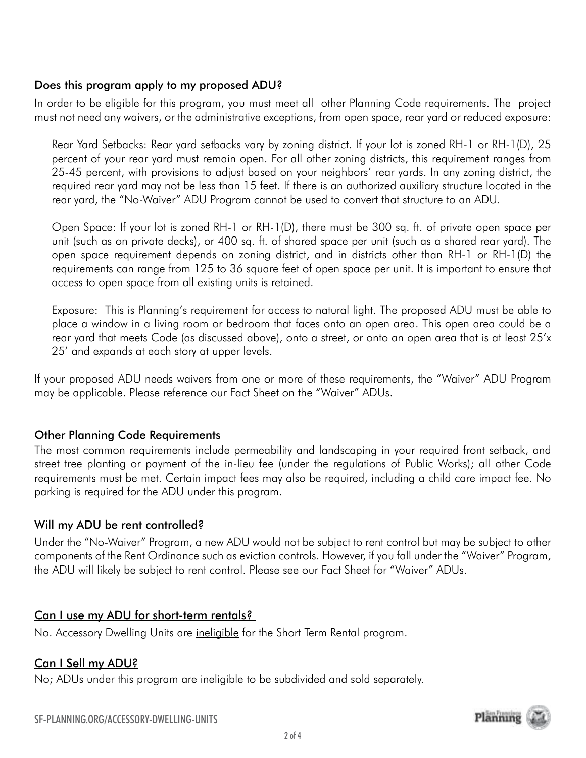### Does this program apply to my proposed ADU?

In order to be eligible for this program, you must meet all other Planning Code requirements. The project must not need any waivers, or the administrative exceptions, from open space, rear yard or reduced exposure:

Rear Yard Setbacks: Rear yard setbacks vary by zoning district. If your lot is zoned RH-1 or RH-1(D), 25 percent of your rear yard must remain open. For all other zoning districts, this requirement ranges from 25-45 percent, with provisions to adjust based on your neighbors' rear yards. In any zoning district, the required rear yard may not be less than 15 feet. If there is an authorized auxiliary structure located in the rear yard, the "No-Waiver" ADU Program cannot be used to convert that structure to an ADU.

Open Space: If your lot is zoned RH-1 or RH-1(D), there must be 300 sq. ft. of private open space per unit (such as on private decks), or 400 sq. ft. of shared space per unit (such as a shared rear yard). The open space requirement depends on zoning district, and in districts other than RH-1 or RH-1(D) the requirements can range from 125 to 36 square feet of open space per unit. It is important to ensure that access to open space from all existing units is retained.

Exposure: This is Planning's requirement for access to natural light. The proposed ADU must be able to place a window in a living room or bedroom that faces onto an open area. This open area could be a rear yard that meets Code (as discussed above), onto a street, or onto an open area that is at least 25'x 25' and expands at each story at upper levels.

If your proposed ADU needs waivers from one or more of these requirements, the "Waiver" ADU Program may be applicable. Please reference our Fact Sheet on the "Waiver" ADUs.

### Other Planning Code Requirements

The most common requirements include permeability and landscaping in your required front setback, and street tree planting or payment of the in-lieu fee (under the regulations of Public Works); all other Code requirements must be met. Certain impact fees may also be required, including a child care impact fee. No parking is required for the ADU under this program.

### Will my ADU be rent controlled?

Under the "No-Waiver" Program, a new ADU would not be subject to rent control but may be subject to other components of the Rent Ordinance such as eviction controls. However, if you fall under the "Waiver" Program, the ADU will likely be subject to rent control. Please see our Fact Sheet for "Waiver" ADUs.

### Can I use my ADU for short-term rentals?

No. Accessory Dwelling Units are ineligible for the Short Term Rental program.

### Can I Sell my ADU?

No; ADUs under this program are ineligible to be subdivided and sold separately.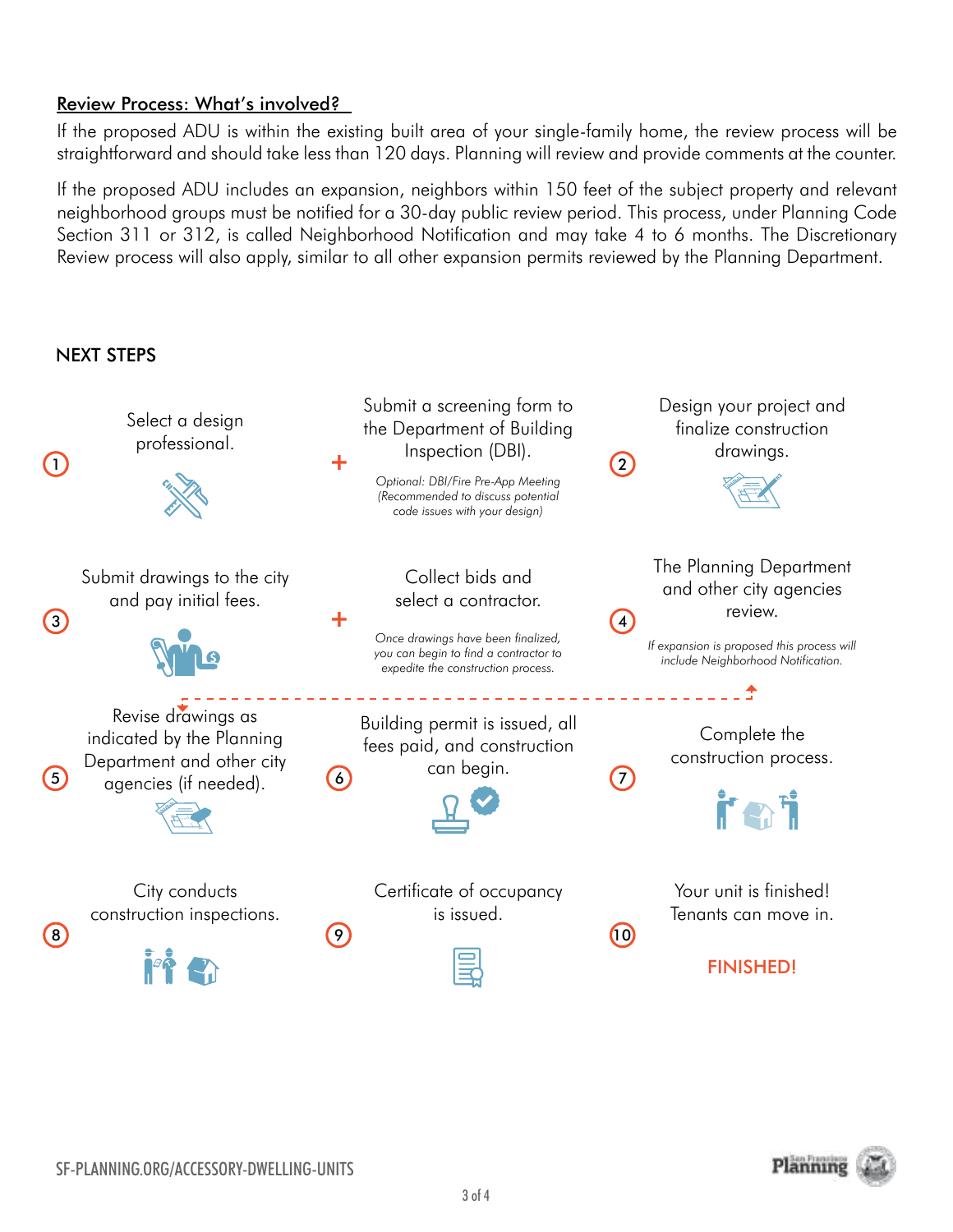## Review Process: What's involved?

If the proposed ADU is within the existing built area of your single-family home, the review process will be straightforward and should take less than 120 days. Planning will review and provide comments at the counter.

If the proposed ADU includes an expansion, neighbors within 150 feet of the subject property and relevant neighborhood groups must be notified for a 30-day public review period. This process, under Planning Code Section 311 or 312, is called Neighborhood Notification and may take 4 to 6 months. The Discretionary Review process will also apply, similar to all other expansion permits reviewed by the Planning Department.

## NEXT STEPS

1. Select a design professional.
   **+** Submit a screening form to the Department of Building Inspection (DBI).
   *Optional: DBI/Fire Pre-App Meeting (Recommended to discuss potential code issues with your design)*
2. Design your project and finalize construction drawings.
3. Submit drawings to the city and pay initial fees.
   **+** Collect bids and select a contractor.
   *Once drawings have been finalized, you can begin to find a contractor to expedite the construction process.*
4. The Planning Department and other city agencies review.
   *If expansion is proposed this process will include Neighborhood Notification.*
5. Revise drawings as indicated by the Planning Department and other city agencies (if needed).
6. Building permit is issued, all fees paid, and construction can begin.
7. Complete the construction process.
8. City conducts construction inspections.
9. Certificate of occupancy is issued.
10. Your unit is finished! Tenants can move in.

FINISHED!

SF-PLANNING.ORG/ACCESSORY-DWELLING-UNITS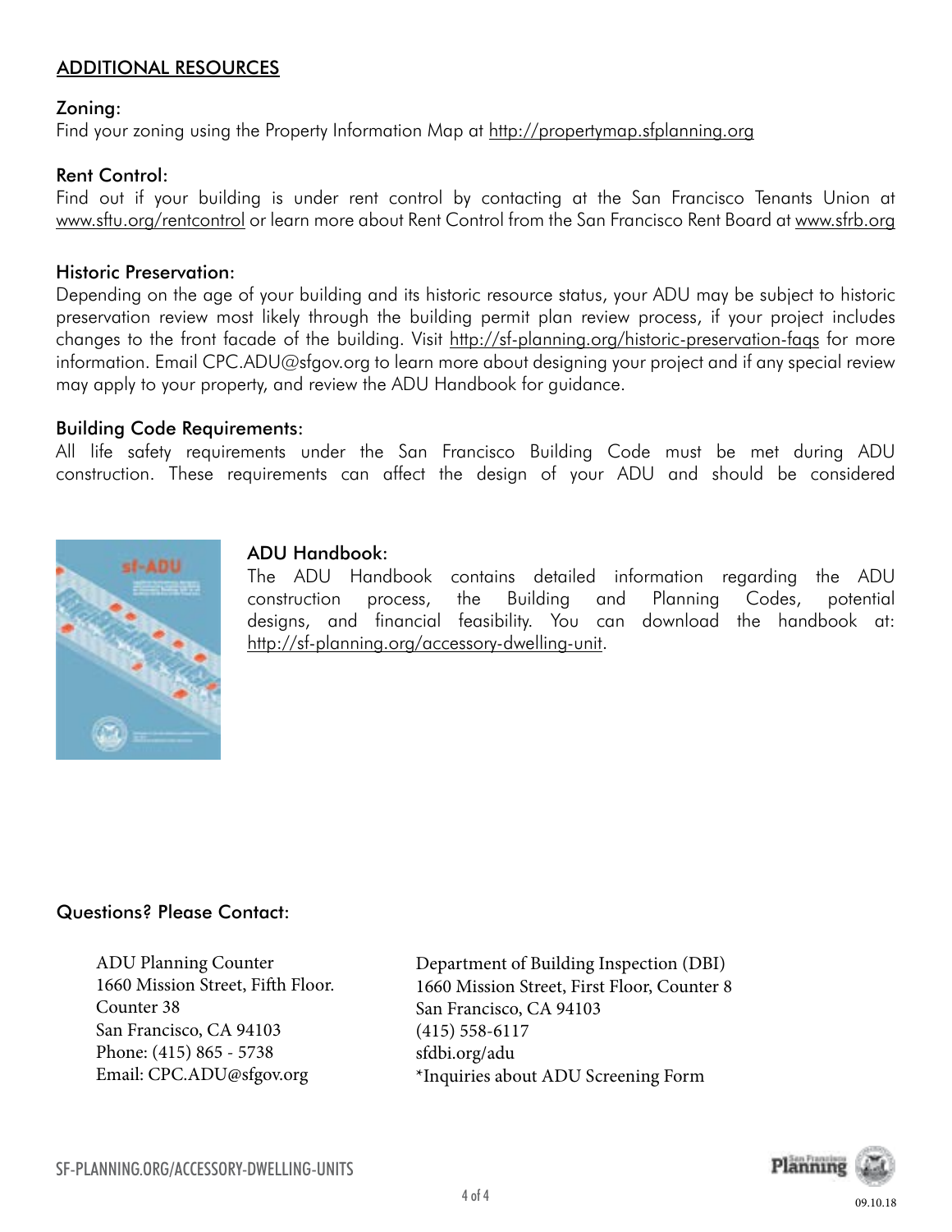## ADDITIONAL RESOURCES

### Zoning:

Find your zoning using the Property Information Map at http://propertymap.sfplanning.org

### Rent Control:

Find out if your building is under rent control by contacting at the San Francisco Tenants Union at www.sftu.org/rentcontrol or learn more about Rent Control from the San Francisco Rent Board at www.sfrb.org

### Historic Preservation:

Depending on the age of your building and its historic resource status, your ADU may be subject to historic preservation review most likely through the building permit plan review process, if your project includes changes to the front facade of the building. Visit http://sf-planning.org/historic-preservation-faqs for more information. Email CPC.ADU@sfgov.org to learn more about designing your project and if any special review may apply to your property, and review the ADU Handbook for guidance.

### Building Code Requirements:

All life safety requirements under the San Francisco Building Code must be met during ADU construction. These requirements can affect the design of your ADU and should be considered

### ADU Handbook:

The ADU Handbook contains detailed information regarding the ADU construction process, the Building and Planning Codes, potential designs, and financial feasibility. You can download the handbook at: http://sf-planning.org/accessory-dwelling-unit.

### Questions? Please Contact:

ADU Planning Counter
1660 Mission Street, Fifth Floor.
Counter 38
San Francisco, CA 94103
Phone: (415) 865 - 5738
Email: CPC.ADU@sfgov.org

Department of Building Inspection (DBI)
1660 Mission Street, First Floor, Counter 8
San Francisco, CA 94103
(415) 558-6117
sfdbi.org/adu
*Inquiries about ADU Screening Form

SF-PLANNING.ORG/ACCESSORY-DWELLING-UNITS

09.10.18